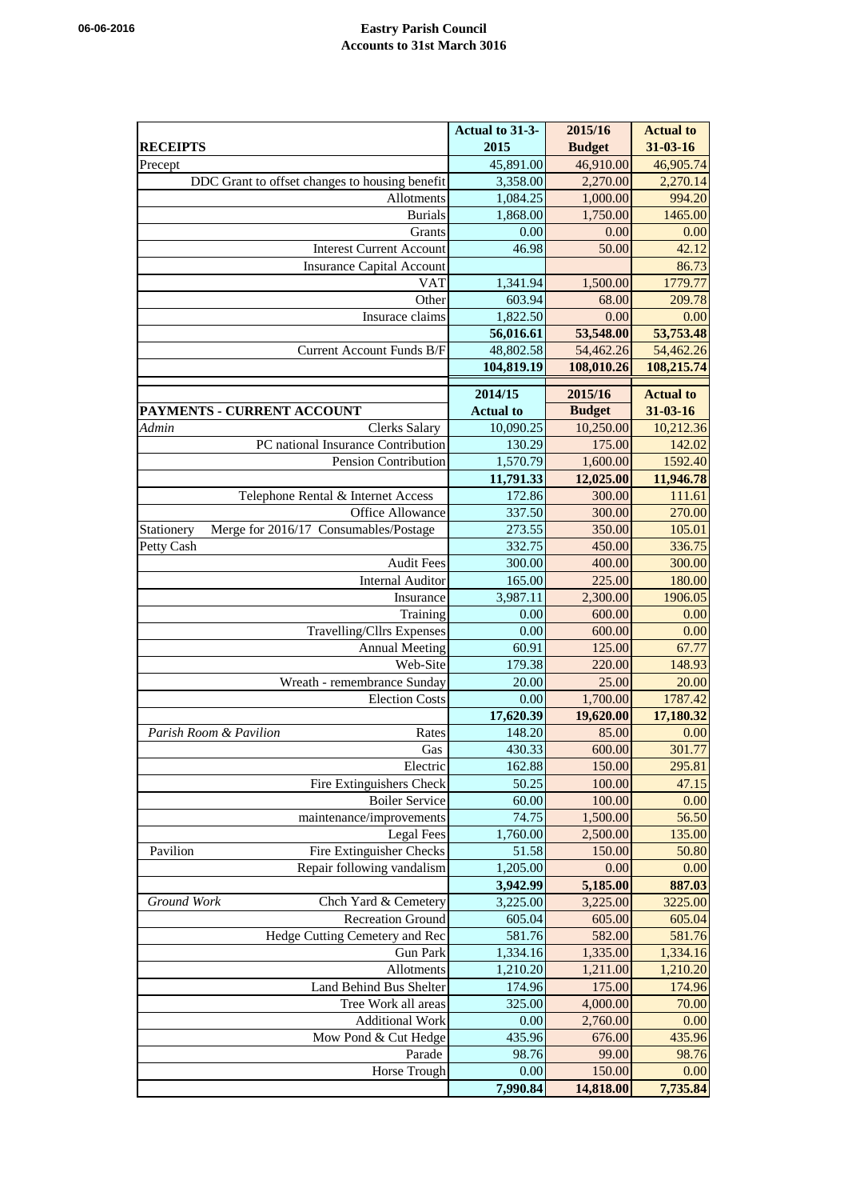**06-06-2016**

# Eastry Parish Council
## Accounts to 31st March 3016

| RECEIPTS | | Actual to 31-3-2015 | 2015/16 Budget | Actual to 31-03-16 |
|---|---|---|---|---|
| Precept | | 45,891.00 | 46,910.00 | 46,905.74 |
| | DDC Grant to offset changes to housing benefit | 3,358.00 | 2,270.00 | 2,270.14 |
| | Allotments | 1,084.25 | 1,000.00 | 994.20 |
| | Burials | 1,868.00 | 1,750.00 | 1465.00 |
| | Grants | 0.00 | 0.00 | 0.00 |
| | Interest Current Account | 46.98 | 50.00 | 42.12 |
| | Insurance Capital Account | | | 86.73 |
| | VAT | 1,341.94 | 1,500.00 | 1779.77 |
| | Other | 603.94 | 68.00 | 209.78 |
| | Insurace claims | 1,822.50 | 0.00 | 0.00 |
| | | **56,016.61** | **53,548.00** | **53,753.48** |
| | Current Account Funds B/F | 48,802.58 | 54,462.26 | 54,462.26 |
| | | **104,819.19** | **108,010.26** | **108,215.74** |

| PAYMENTS - CURRENT ACCOUNT | | 2014/15 Actual to | 2015/16 Budget | Actual to 31-03-16 |
|---|---|---|---|---|
| *Admin* | Clerks Salary | 10,090.25 | 10,250.00 | 10,212.36 |
| | PC national Insurance Contribution | 130.29 | 175.00 | 142.02 |
| | Pension Contribution | 1,570.79 | 1,600.00 | 1592.40 |
| | | **11,791.33** | **12,025.00** | **11,946.78** |
| | Telephone Rental & Internet Access | 172.86 | 300.00 | 111.61 |
| | Office Allowance | 337.50 | 300.00 | 270.00 |
| Stationery | Merge for 2016/17 Consumables/Postage | 273.55 | 350.00 | 105.01 |
| Petty Cash | | 332.75 | 450.00 | 336.75 |
| | Audit Fees | 300.00 | 400.00 | 300.00 |
| | Internal Auditor | 165.00 | 225.00 | 180.00 |
| | Insurance | 3,987.11 | 2,300.00 | 1906.05 |
| | Training | 0.00 | 600.00 | 0.00 |
| | Travelling/Cllrs Expenses | 0.00 | 600.00 | 0.00 |
| | Annual Meeting | 60.91 | 125.00 | 67.77 |
| | Web-Site | 179.38 | 220.00 | 148.93 |
| | Wreath - remembrance Sunday | 20.00 | 25.00 | 20.00 |
| | Election Costs | 0.00 | 1,700.00 | 1787.42 |
| | | **17,620.39** | **19,620.00** | **17,180.32** |
| *Parish Room & Pavilion* | Rates | 148.20 | 85.00 | 0.00 |
| | Gas | 430.33 | 600.00 | 301.77 |
| | Electric | 162.88 | 150.00 | 295.81 |
| | Fire Extinguishers Check | 50.25 | 100.00 | 47.15 |
| | Boiler Service | 60.00 | 100.00 | 0.00 |
| | maintenance/improvements | 74.75 | 1,500.00 | 56.50 |
| | Legal Fees | 1,760.00 | 2,500.00 | 135.00 |
| Pavilion | Fire Extinguisher Checks | 51.58 | 150.00 | 50.80 |
| | Repair following vandalism | 1,205.00 | 0.00 | 0.00 |
| | | **3,942.99** | **5,185.00** | **887.03** |
| *Ground Work* | Chch Yard & Cemetery | 3,225.00 | 3,225.00 | 3225.00 |
| | Recreation Ground | 605.04 | 605.00 | 605.04 |
| | Hedge Cutting Cemetery and Rec | 581.76 | 582.00 | 581.76 |
| | Gun Park | 1,334.16 | 1,335.00 | 1,334.16 |
| | Allotments | 1,210.20 | 1,211.00 | 1,210.20 |
| | Land Behind Bus Shelter | 174.96 | 175.00 | 174.96 |
| | Tree Work all areas | 325.00 | 4,000.00 | 70.00 |
| | Additional Work | 0.00 | 2,760.00 | 0.00 |
| | Mow Pond & Cut Hedge | 435.96 | 676.00 | 435.96 |
| | Parade | 98.76 | 99.00 | 98.76 |
| | Horse Trough | 0.00 | 150.00 | 0.00 |
| | | **7,990.84** | **14,818.00** | **7,735.84** |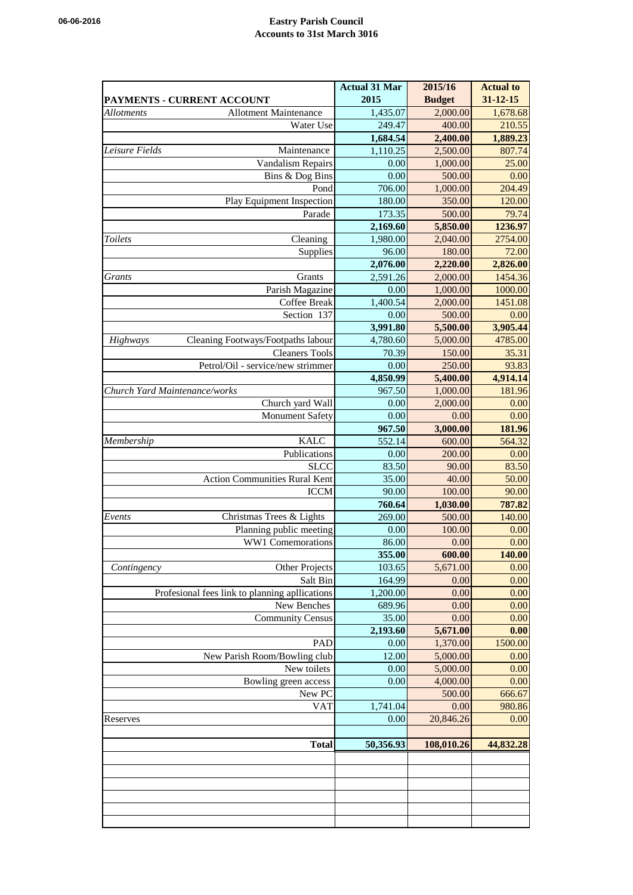06-06-2016

# Eastry Parish Council
## Accounts to 31st March 3016

| PAYMENTS - CURRENT ACCOUNT | | Actual 31 Mar 2015 | 2015/16 Budget | Actual to 31-12-15 |
|---|---|---|---|---|
| *Allotments* | Allotment Maintenance | 1,435.07 | 2,000.00 | 1,678.68 |
| | Water Use | 249.47 | 400.00 | 210.55 |
| | | **1,684.54** | **2,400.00** | **1,889.23** |
| *Leisure Fields* | Maintenance | 1,110.25 | 2,500.00 | 807.74 |
| | Vandalism Repairs | 0.00 | 1,000.00 | 25.00 |
| | Bins & Dog Bins | 0.00 | 500.00 | 0.00 |
| | Pond | 706.00 | 1,000.00 | 204.49 |
| | Play Equipment Inspection | 180.00 | 350.00 | 120.00 |
| | Parade | 173.35 | 500.00 | 79.74 |
| | | **2,169.60** | **5,850.00** | **1236.97** |
| *Toilets* | Cleaning | 1,980.00 | 2,040.00 | 2754.00 |
| | Supplies | 96.00 | 180.00 | 72.00 |
| | | **2,076.00** | **2,220.00** | **2,826.00** |
| *Grants* | Grants | 2,591.26 | 2,000.00 | 1454.36 |
| | Parish Magazine | 0.00 | 1,000.00 | 1000.00 |
| | Coffee Break | 1,400.54 | 2,000.00 | 1451.08 |
| | Section 137 | 0.00 | 500.00 | 0.00 |
| | | **3,991.80** | **5,500.00** | **3,905.44** |
| *Highways* | Cleaning Footways/Footpaths labour | 4,780.60 | 5,000.00 | 4785.00 |
| | Cleaners Tools | 70.39 | 150.00 | 35.31 |
| | Petrol/Oil - service/new strimmer | 0.00 | 250.00 | 93.83 |
| | | **4,850.99** | **5,400.00** | **4,914.14** |
| *Church Yard Maintenance/works* | | 967.50 | 1,000.00 | 181.96 |
| | Church yard Wall | 0.00 | 2,000.00 | 0.00 |
| | Monument Safety | 0.00 | 0.00 | 0.00 |
| | | **967.50** | **3,000.00** | **181.96** |
| *Membership* | KALC | 552.14 | 600.00 | 564.32 |
| | Publications | 0.00 | 200.00 | 0.00 |
| | SLCC | 83.50 | 90.00 | 83.50 |
| | Action Communities Rural Kent | 35.00 | 40.00 | 50.00 |
| | ICCM | 90.00 | 100.00 | 90.00 |
| | | **760.64** | **1,030.00** | **787.82** |
| *Events* | Christmas Trees & Lights | 269.00 | 500.00 | 140.00 |
| | Planning public meeting | 0.00 | 100.00 | 0.00 |
| | WW1 Comemorations | 86.00 | 0.00 | 0.00 |
| | | **355.00** | **600.00** | **140.00** |
| *Contingency* | Other Projects | 103.65 | 5,671.00 | 0.00 |
| | Salt Bin | 164.99 | 0.00 | 0.00 |
| | Profesional fees link to planning apllications | 1,200.00 | 0.00 | 0.00 |
| | New Benches | 689.96 | 0.00 | 0.00 |
| | Community Census | 35.00 | 0.00 | 0.00 |
| | | **2,193.60** | **5,671.00** | **0.00** |
| | PAD | 0.00 | 1,370.00 | 1500.00 |
| | New Parish Room/Bowling club | 12.00 | 5,000.00 | 0.00 |
| | New toilets | 0.00 | 5,000.00 | 0.00 |
| | Bowling green access | 0.00 | 4,000.00 | 0.00 |
| | New PC | | 500.00 | 666.67 |
| | VAT | 1,741.04 | 0.00 | 980.86 |
| Reserves | | 0.00 | 20,846.26 | 0.00 |
| | **Total** | **50,356.93** | **108,010.26** | **44,832.28** |